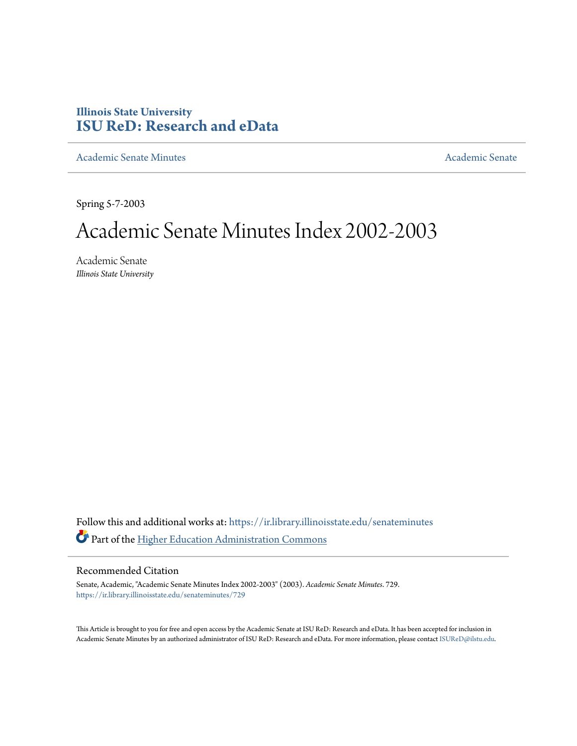Illinois State University
# ISU ReD: Research and eData

Academic Senate Minutes | Academic Senate

Spring 5-7-2003

# Academic Senate Minutes Index 2002-2003

Academic Senate
*Illinois State University*

Follow this and additional works at: https://ir.library.illinoisstate.edu/senateminutes

Part of the Higher Education Administration Commons

## Recommended Citation

Senate, Academic, "Academic Senate Minutes Index 2002-2003" (2003). *Academic Senate Minutes*. 729.
https://ir.library.illinoisstate.edu/senateminutes/729

This Article is brought to you for free and open access by the Academic Senate at ISU ReD: Research and eData. It has been accepted for inclusion in Academic Senate Minutes by an authorized administrator of ISU ReD: Research and eData. For more information, please contact ISUReD@ilstu.edu.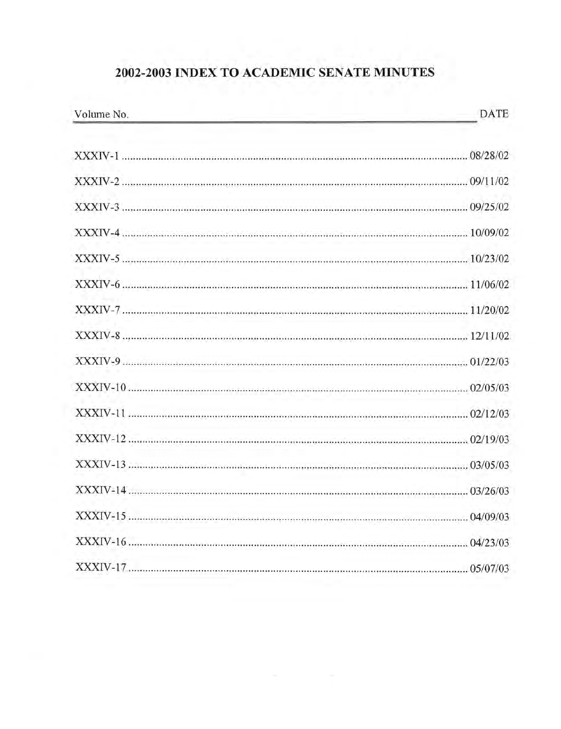# 2002-2003 INDEX TO ACADEMIC SENATE MINUTES

| Volume No. | DATE |
| --- | --- |
| XXXIV-1 | 08/28/02 |
| XXXIV-2 | 09/11/02 |
| XXXIV-3 | 09/25/02 |
| XXXIV-4 | 10/09/02 |
| XXXIV-5 | 10/23/02 |
| XXXIV-6 | 11/06/02 |
| XXXIV-7 | 11/20/02 |
| XXXIV-8 | 12/11/02 |
| XXXIV-9 | 01/22/03 |
| XXXIV-10 | 02/05/03 |
| XXXIV-11 | 02/12/03 |
| XXXIV-12 | 02/19/03 |
| XXXIV-13 | 03/05/03 |
| XXXIV-14 | 03/26/03 |
| XXXIV-15 | 04/09/03 |
| XXXIV-16 | 04/23/03 |
| XXXIV-17 | 05/07/03 |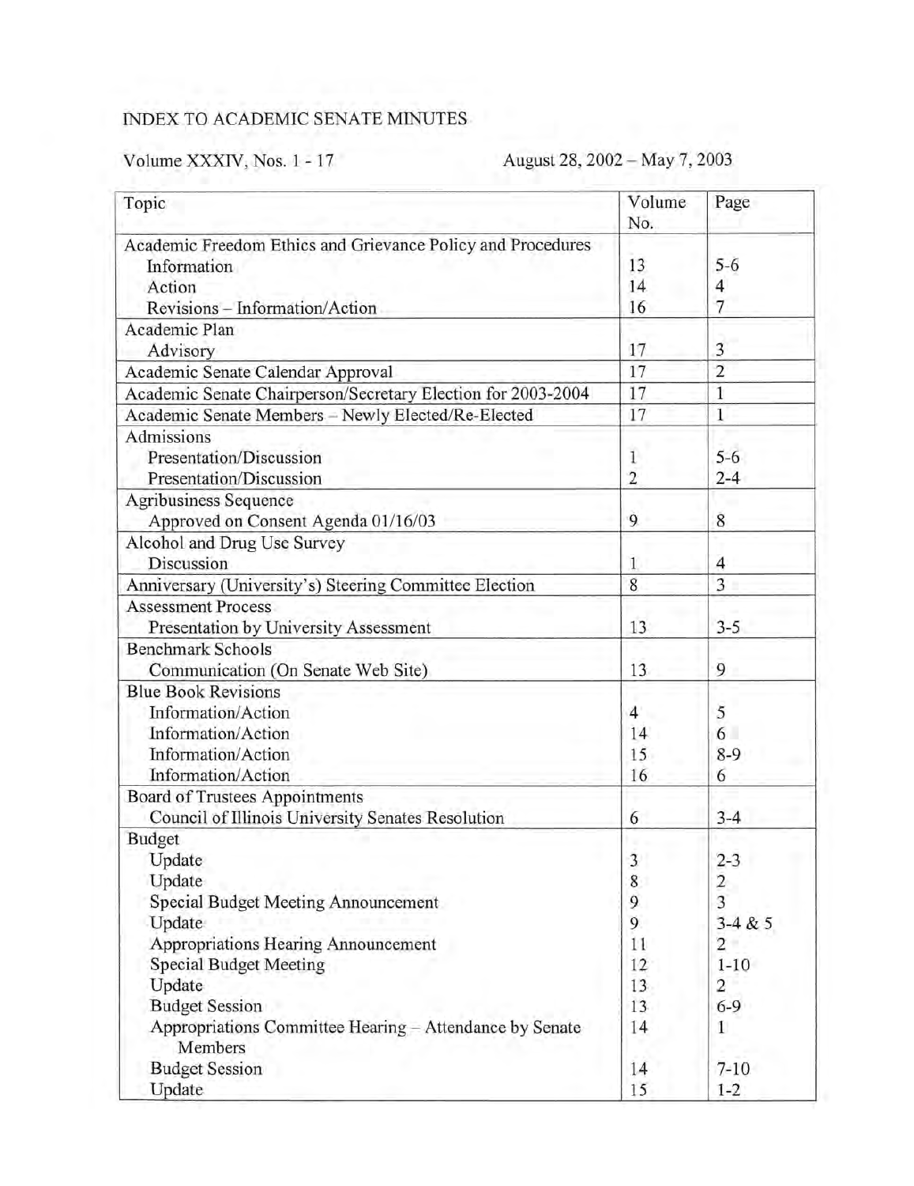INDEX TO ACADEMIC SENATE MINUTES

Volume XXXIV, Nos. 1 - 17 August 28, 2002 – May 7, 2003

| Topic | Volume No. | Page |
|---|---|---|
| Academic Freedom Ethics and Grievance Policy and Procedures | | |
| Information | 13 | 5-6 |
| Action | 14 | 4 |
| Revisions – Information/Action | 16 | 7 |
| Academic Plan | | |
| Advisory | 17 | 3 |
| Academic Senate Calendar Approval | 17 | 2 |
| Academic Senate Chairperson/Secretary Election for 2003-2004 | 17 | 1 |
| Academic Senate Members – Newly Elected/Re-Elected | 17 | 1 |
| Admissions | | |
| Presentation/Discussion | 1 | 5-6 |
| Presentation/Discussion | 2 | 2-4 |
| Agribusiness Sequence | | |
| Approved on Consent Agenda 01/16/03 | 9 | 8 |
| Alcohol and Drug Use Survey | | |
| Discussion | 1 | 4 |
| Anniversary (University's) Steering Committee Election | 8 | 3 |
| Assessment Process | | |
| Presentation by University Assessment | 13 | 3-5 |
| Benchmark Schools | | |
| Communication (On Senate Web Site) | 13 | 9 |
| Blue Book Revisions | | |
| Information/Action | 4 | 5 |
| Information/Action | 14 | 6 |
| Information/Action | 15 | 8-9 |
| Information/Action | 16 | 6 |
| Board of Trustees Appointments | | |
| Council of Illinois University Senates Resolution | 6 | 3-4 |
| Budget | | |
| Update | 3 | 2-3 |
| Update | 8 | 2 |
| Special Budget Meeting Announcement | 9 | 3 |
| Update | 9 | 3-4 & 5 |
| Appropriations Hearing Announcement | 11 | 2 |
| Special Budget Meeting | 12 | 1-10 |
| Update | 13 | 2 |
| Budget Session | 13 | 6-9 |
| Appropriations Committee Hearing – Attendance by Senate Members | 14 | 1 |
| Budget Session | 14 | 7-10 |
| Update | 15 | 1-2 |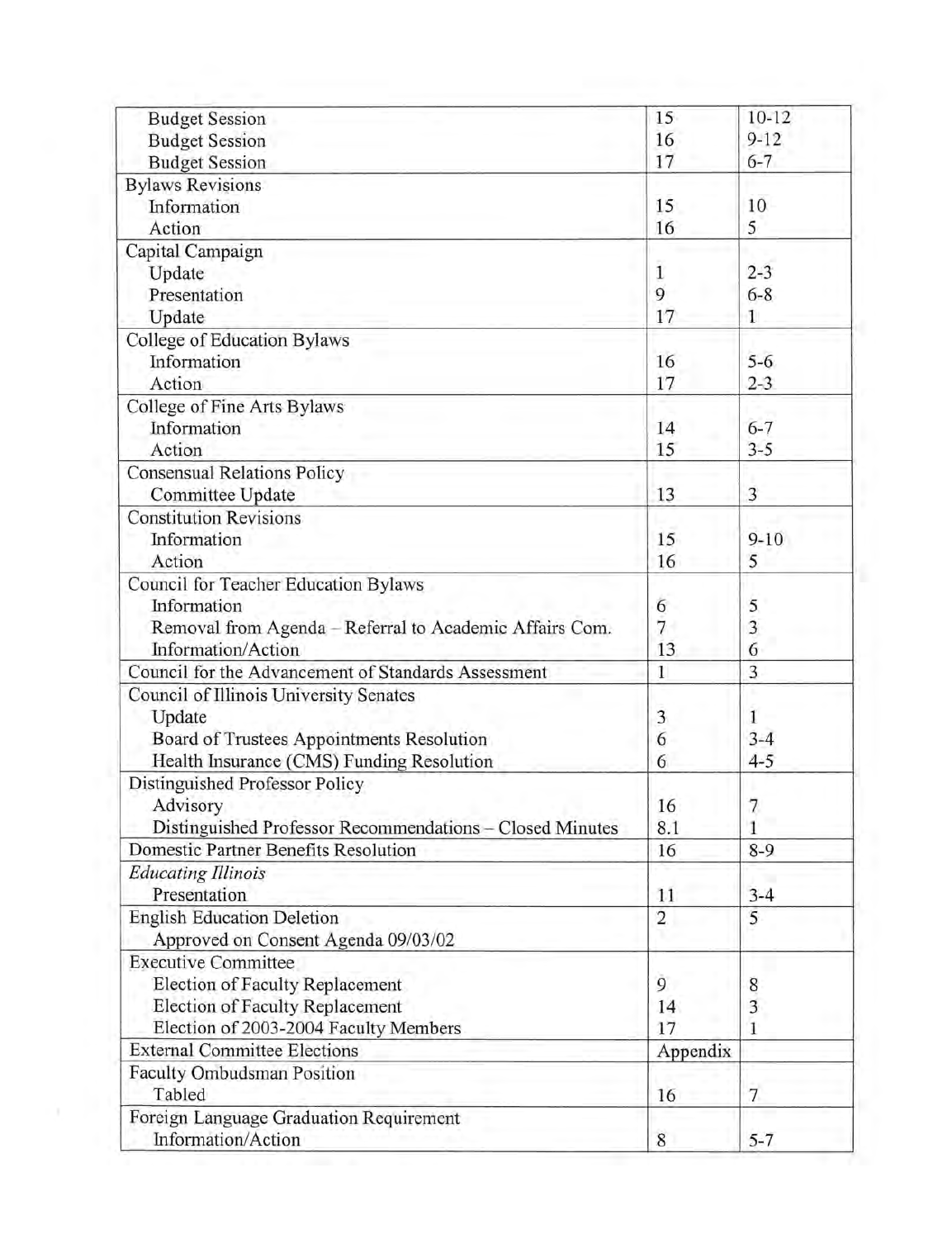| | | |
|---|---|---|
| Budget Session | 15 | 10-12 |
| Budget Session | 16 | 9-12 |
| Budget Session | 17 | 6-7 |
| Bylaws Revisions | | |
| Information | 15 | 10 |
| Action | 16 | 5 |
| Capital Campaign | | |
| Update | 1 | 2-3 |
| Presentation | 9 | 6-8 |
| Update | 17 | 1 |
| College of Education Bylaws | | |
| Information | 16 | 5-6 |
| Action | 17 | 2-3 |
| College of Fine Arts Bylaws | | |
| Information | 14 | 6-7 |
| Action | 15 | 3-5 |
| Consensual Relations Policy | | |
| Committee Update | 13 | 3 |
| Constitution Revisions | | |
| Information | 15 | 9-10 |
| Action | 16 | 5 |
| Council for Teacher Education Bylaws | | |
| Information | 6 | 5 |
| Removal from Agenda – Referral to Academic Affairs Com. | 7 | 3 |
| Information/Action | 13 | 6 |
| Council for the Advancement of Standards Assessment | 1 | 3 |
| Council of Illinois University Senates | | |
| Update | 3 | 1 |
| Board of Trustees Appointments Resolution | 6 | 3-4 |
| Health Insurance (CMS) Funding Resolution | 6 | 4-5 |
| Distinguished Professor Policy | | |
| Advisory | 16 | 7 |
| Distinguished Professor Recommendations – Closed Minutes | 8.1 | 1 |
| Domestic Partner Benefits Resolution | 16 | 8-9 |
| *Educating Illinois* | | |
| Presentation | 11 | 3-4 |
| English Education Deletion | 2 | 5 |
| Approved on Consent Agenda 09/03/02 | | |
| Executive Committee | | |
| Election of Faculty Replacement | 9 | 8 |
| Election of Faculty Replacement | 14 | 3 |
| Election of 2003-2004 Faculty Members | 17 | 1 |
| External Committee Elections | Appendix | |
| Faculty Ombudsman Position | | |
| Tabled | 16 | 7 |
| Foreign Language Graduation Requirement | | |
| Information/Action | 8 | 5-7 |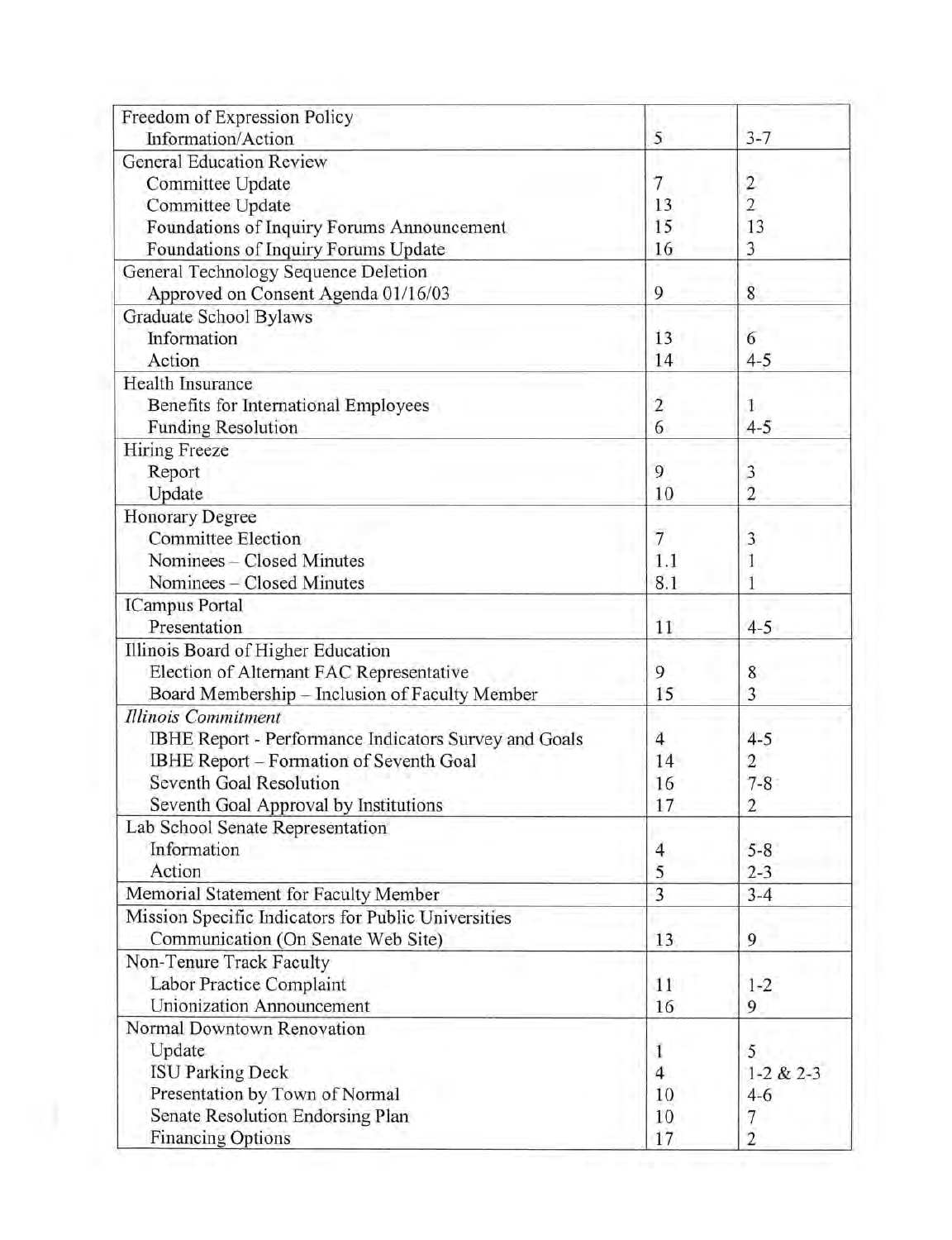| | | |
|---|---|---|
| Freedom of Expression Policy<br>Information/Action | 5 | 3-7 |
| General Education Review<br>Committee Update<br>Committee Update<br>Foundations of Inquiry Forums Announcement<br>Foundations of Inquiry Forums Update | <br>7<br>13<br>15<br>16 | <br>2<br>2<br>13<br>3 |
| General Technology Sequence Deletion<br>Approved on Consent Agenda 01/16/03 | 9 | 8 |
| Graduate School Bylaws<br>Information<br>Action | <br>13<br>14 | <br>6<br>4-5 |
| Health Insurance<br>Benefits for International Employees<br>Funding Resolution | <br>2<br>6 | <br>1<br>4-5 |
| Hiring Freeze<br>Report<br>Update | <br>9<br>10 | <br>3<br>2 |
| Honorary Degree<br>Committee Election<br>Nominees – Closed Minutes<br>Nominees – Closed Minutes | <br>7<br>1.1<br>8.1 | <br>3<br>1<br>1 |
| ICampus Portal<br>Presentation | 11 | 4-5 |
| Illinois Board of Higher Education<br>Election of Alternant FAC Representative<br>Board Membership – Inclusion of Faculty Member | <br>9<br>15 | <br>8<br>3 |
| *Illinois Commitment*<br>IBHE Report - Performance Indicators Survey and Goals<br>IBHE Report – Formation of Seventh Goal<br>Seventh Goal Resolution<br>Seventh Goal Approval by Institutions | <br>4<br>14<br>16<br>17 | <br>4-5<br>2<br>7-8<br>2 |
| Lab School Senate Representation<br>Information<br>Action | <br>4<br>5 | <br>5-8<br>2-3 |
| Memorial Statement for Faculty Member | 3 | 3-4 |
| Mission Specific Indicators for Public Universities<br>Communication (On Senate Web Site) | 13 | 9 |
| Non-Tenure Track Faculty<br>Labor Practice Complaint<br>Unionization Announcement | <br>11<br>16 | <br>1-2<br>9 |
| Normal Downtown Renovation<br>Update<br>ISU Parking Deck<br>Presentation by Town of Normal<br>Senate Resolution Endorsing Plan<br>Financing Options | <br>1<br>4<br>10<br>10<br>17 | <br>5<br>1-2 & 2-3<br>4-6<br>7<br>2 |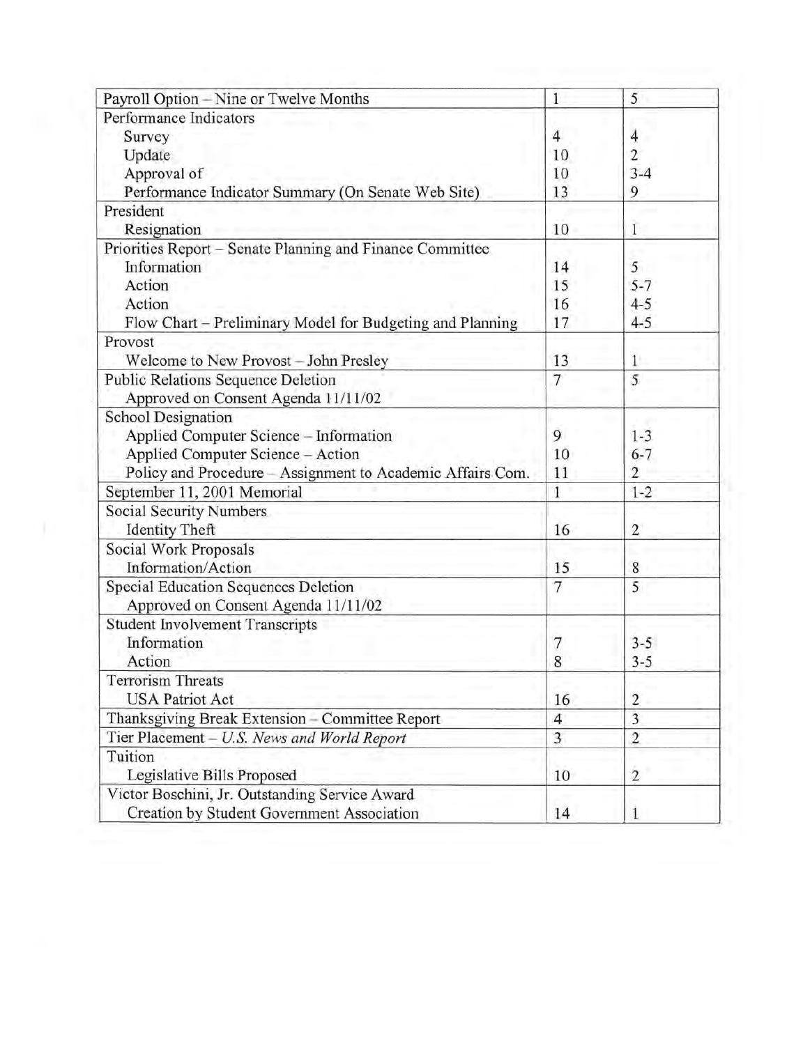| | | |
|---|---|---|
| Payroll Option – Nine or Twelve Months | 1 | 5 |
| Performance Indicators | | |
| Survey | 4 | 4 |
| Update | 10 | 2 |
| Approval of | 10 | 3-4 |
| Performance Indicator Summary (On Senate Web Site) | 13 | 9 |
| President | | |
| Resignation | 10 | 1 |
| Priorities Report – Senate Planning and Finance Committee | | |
| Information | 14 | 5 |
| Action | 15 | 5-7 |
| Action | 16 | 4-5 |
| Flow Chart – Preliminary Model for Budgeting and Planning | 17 | 4-5 |
| Provost | | |
| Welcome to New Provost – John Presley | 13 | 1 |
| Public Relations Sequence Deletion | 7 | 5 |
| Approved on Consent Agenda 11/11/02 | | |
| School Designation | | |
| Applied Computer Science – Information | 9 | 1-3 |
| Applied Computer Science – Action | 10 | 6-7 |
| Policy and Procedure – Assignment to Academic Affairs Com. | 11 | 2 |
| September 11, 2001 Memorial | 1 | 1-2 |
| Social Security Numbers | | |
| Identity Theft | 16 | 2 |
| Social Work Proposals | | |
| Information/Action | 15 | 8 |
| Special Education Sequences Deletion | 7 | 5 |
| Approved on Consent Agenda 11/11/02 | | |
| Student Involvement Transcripts | | |
| Information | 7 | 3-5 |
| Action | 8 | 3-5 |
| Terrorism Threats | | |
| USA Patriot Act | 16 | 2 |
| Thanksgiving Break Extension – Committee Report | 4 | 3 |
| Tier Placement – *U.S. News and World Report* | 3 | 2 |
| Tuition | | |
| Legislative Bills Proposed | 10 | 2 |
| Victor Boschini, Jr. Outstanding Service Award | | |
| Creation by Student Government Association | 14 | 1 |